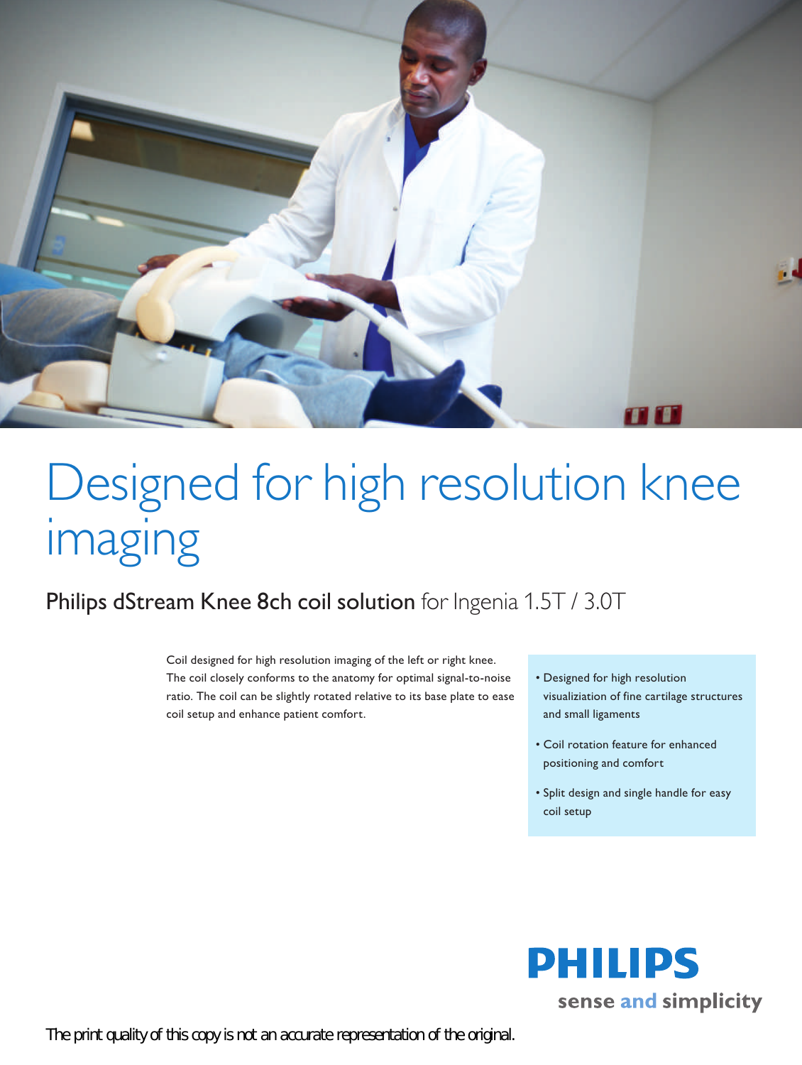# Designed for high resolution knee imaging

## Philips dStream Knee 8ch coil solution for Ingenia 1.5T / 3.0T

Coil designed for high resolution imaging of the left or right knee. The coil closely conforms to the anatomy for optimal signal-to-noise ratio. The coil can be slightly rotated relative to its base plate to ease coil setup and enhance patient comfort.

- Designed for high resolution visualiziation of fine cartilage structures and small ligaments
- Coil rotation feature for enhanced positioning and comfort
- Split design and single handle for easy coil setup

PHILIPS

sense and simplicity

The print quality of this copy is not an accurate representation of the original.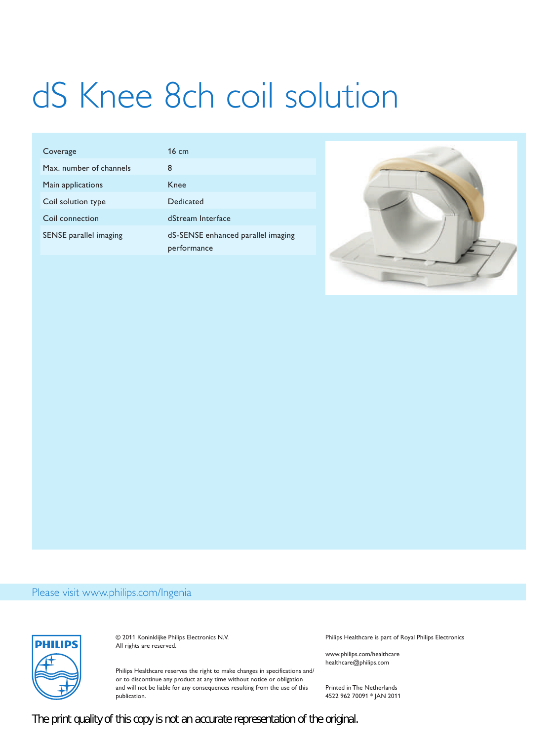# dS Knee 8ch coil solution

| | |
|---|---|
| Coverage | 16 cm |
| Max. number of channels | 8 |
| Main applications | Knee |
| Coil solution type | Dedicated |
| Coil connection | dStream Interface |
| SENSE parallel imaging | dS-SENSE enhanced parallel imaging performance |

Please visit www.philips.com/Ingenia

© 2011 Koninklijke Philips Electronics N.V.
All rights are reserved.

Philips Healthcare reserves the right to make changes in specifications and/or to discontinue any product at any time without notice or obligation and will not be liable for any consequences resulting from the use of this publication.

Philips Healthcare is part of Royal Philips Electronics

www.philips.com/healthcare
healthcare@philips.com

Printed in The Netherlands
4522 962 70091 * JAN 2011

The print quality of this copy is not an accurate representation of the original.